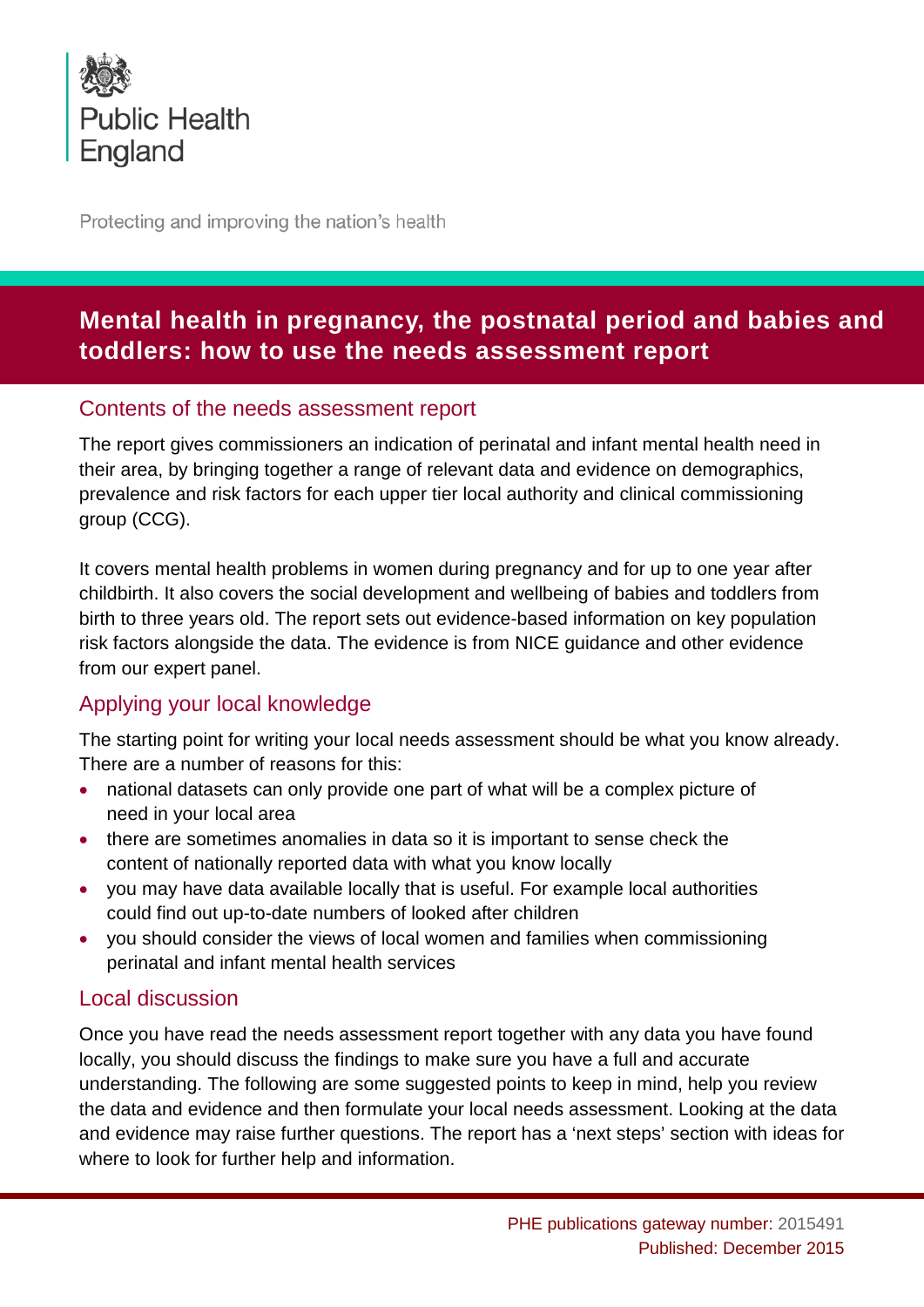Public Health England

Protecting and improving the nation's health

# Mental health in pregnancy, the postnatal period and babies and toddlers: how to use the needs assessment report

## Contents of the needs assessment report

The report gives commissioners an indication of perinatal and infant mental health need in their area, by bringing together a range of relevant data and evidence on demographics, prevalence and risk factors for each upper tier local authority and clinical commissioning group (CCG).

It covers mental health problems in women during pregnancy and for up to one year after childbirth. It also covers the social development and wellbeing of babies and toddlers from birth to three years old. The report sets out evidence-based information on key population risk factors alongside the data. The evidence is from NICE guidance and other evidence from our expert panel.

## Applying your local knowledge

The starting point for writing your local needs assessment should be what you know already. There are a number of reasons for this:

- national datasets can only provide one part of what will be a complex picture of need in your local area
- there are sometimes anomalies in data so it is important to sense check the content of nationally reported data with what you know locally
- you may have data available locally that is useful. For example local authorities could find out up-to-date numbers of looked after children
- you should consider the views of local women and families when commissioning perinatal and infant mental health services

## Local discussion

Once you have read the needs assessment report together with any data you have found locally, you should discuss the findings to make sure you have a full and accurate understanding. The following are some suggested points to keep in mind, help you review the data and evidence and then formulate your local needs assessment. Looking at the data and evidence may raise further questions. The report has a 'next steps' section with ideas for where to look for further help and information.

PHE publications gateway number: 2015491
Published: December 2015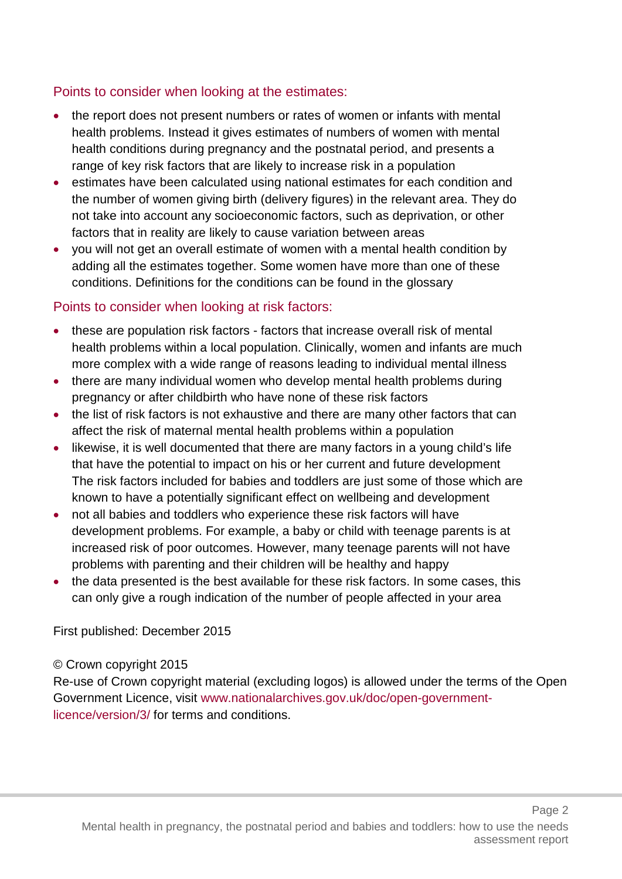## Points to consider when looking at the estimates:

- the report does not present numbers or rates of women or infants with mental health problems. Instead it gives estimates of numbers of women with mental health conditions during pregnancy and the postnatal period, and presents a range of key risk factors that are likely to increase risk in a population
- estimates have been calculated using national estimates for each condition and the number of women giving birth (delivery figures) in the relevant area. They do not take into account any socioeconomic factors, such as deprivation, or other factors that in reality are likely to cause variation between areas
- you will not get an overall estimate of women with a mental health condition by adding all the estimates together. Some women have more than one of these conditions. Definitions for the conditions can be found in the glossary

## Points to consider when looking at risk factors:

- these are population risk factors - factors that increase overall risk of mental health problems within a local population. Clinically, women and infants are much more complex with a wide range of reasons leading to individual mental illness
- there are many individual women who develop mental health problems during pregnancy or after childbirth who have none of these risk factors
- the list of risk factors is not exhaustive and there are many other factors that can affect the risk of maternal mental health problems within a population
- likewise, it is well documented that there are many factors in a young child's life that have the potential to impact on his or her current and future development The risk factors included for babies and toddlers are just some of those which are known to have a potentially significant effect on wellbeing and development
- not all babies and toddlers who experience these risk factors will have development problems. For example, a baby or child with teenage parents is at increased risk of poor outcomes. However, many teenage parents will not have problems with parenting and their children will be healthy and happy
- the data presented is the best available for these risk factors. In some cases, this can only give a rough indication of the number of people affected in your area

First published: December 2015

© Crown copyright 2015
Re-use of Crown copyright material (excluding logos) is allowed under the terms of the Open Government Licence, visit www.nationalarchives.gov.uk/doc/open-government-licence/version/3/ for terms and conditions.